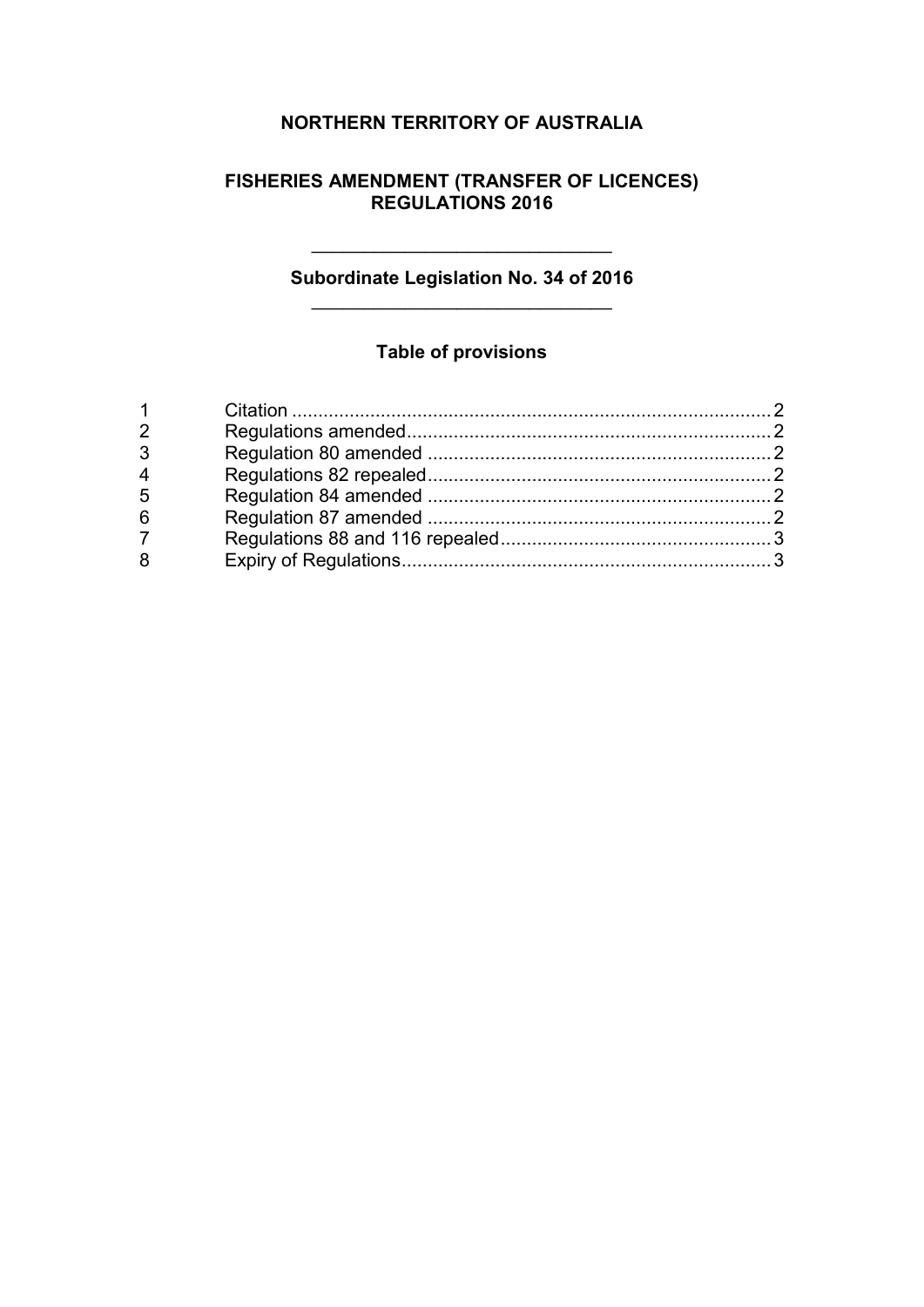# NORTHERN TERRITORY OF AUSTRALIA

## FISHERIES AMENDMENT (TRANSFER OF LICENCES) REGULATIONS 2016

---

**Subordinate Legislation No. 34 of 2016**

---

### Table of provisions

| | | |
|---|---|---|
| 1 | Citation | 2 |
| 2 | Regulations amended | 2 |
| 3 | Regulation 80 amended | 2 |
| 4 | Regulations 82 repealed | 2 |
| 5 | Regulation 84 amended | 2 |
| 6 | Regulation 87 amended | 2 |
| 7 | Regulations 88 and 116 repealed | 3 |
| 8 | Expiry of Regulations | 3 |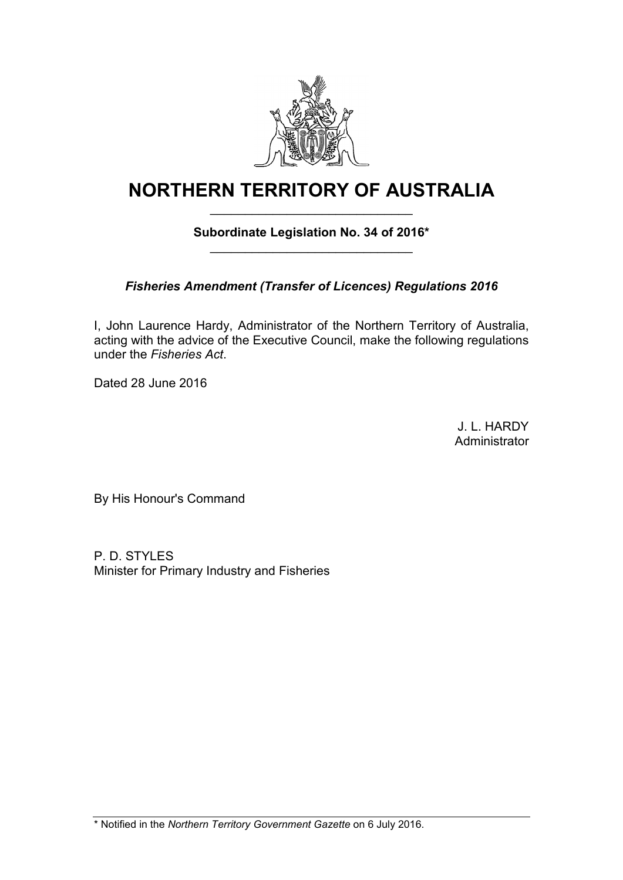# NORTHERN TERRITORY OF AUSTRALIA

**Subordinate Legislation No. 34 of 2016***

***Fisheries Amendment (Transfer of Licences) Regulations 2016***

I, John Laurence Hardy, Administrator of the Northern Territory of Australia, acting with the advice of the Executive Council, make the following regulations under the *Fisheries Act*.

Dated 28 June 2016

J. L. HARDY
Administrator

By His Honour's Command

P. D. STYLES
Minister for Primary Industry and Fisheries

* Notified in the *Northern Territory Government Gazette* on 6 July 2016.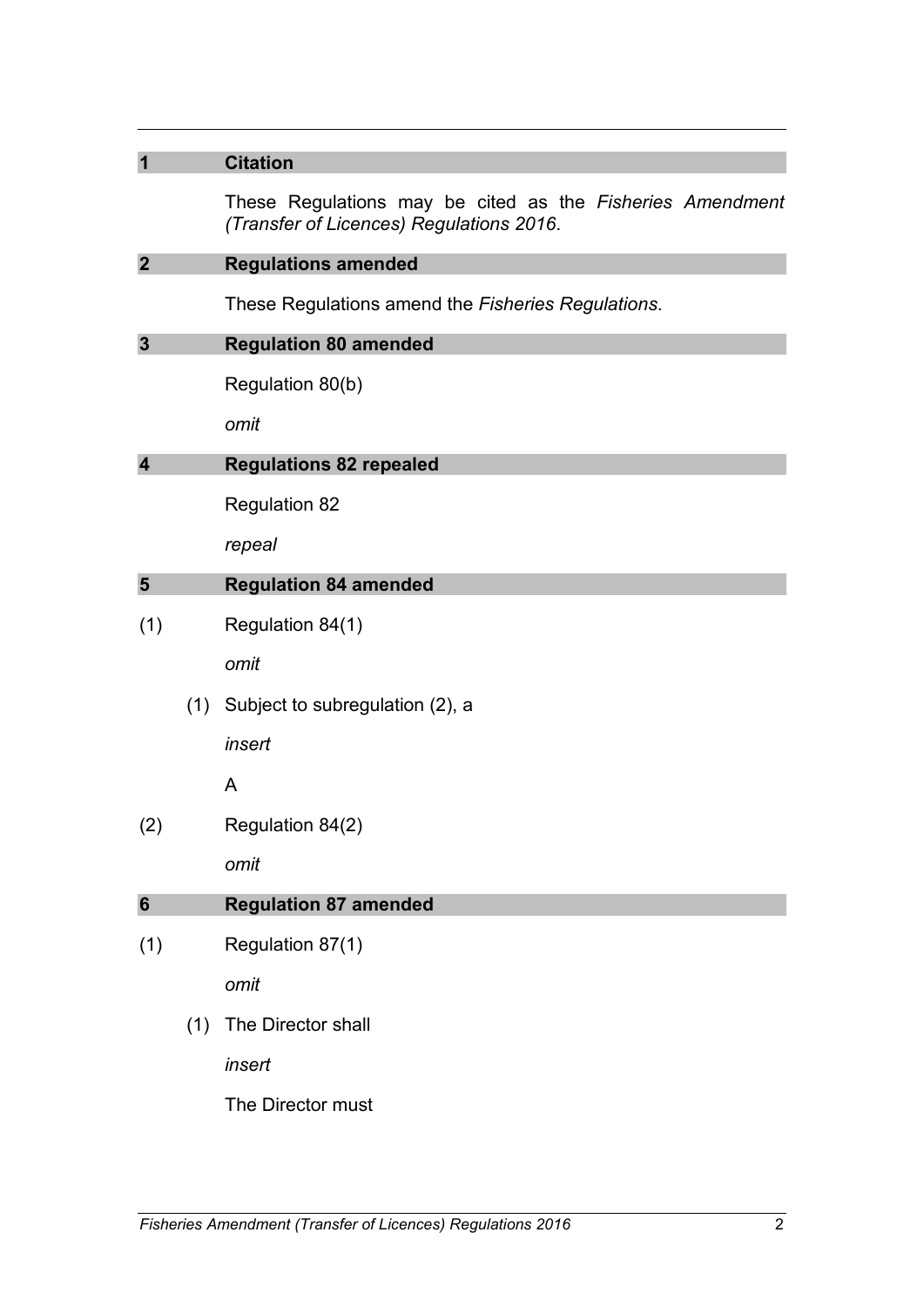## 1 Citation

These Regulations may be cited as the *Fisheries Amendment (Transfer of Licences) Regulations 2016*.

## 2 Regulations amended

These Regulations amend the *Fisheries Regulations*.

## 3 Regulation 80 amended

Regulation 80(b)

*omit*

## 4 Regulations 82 repealed

Regulation 82

*repeal*

## 5 Regulation 84 amended

(1) Regulation 84(1)

*omit*

(1) Subject to subregulation (2), a

*insert*

A

(2) Regulation 84(2)

*omit*

## 6 Regulation 87 amended

(1) Regulation 87(1)

*omit*

(1) The Director shall

*insert*

The Director must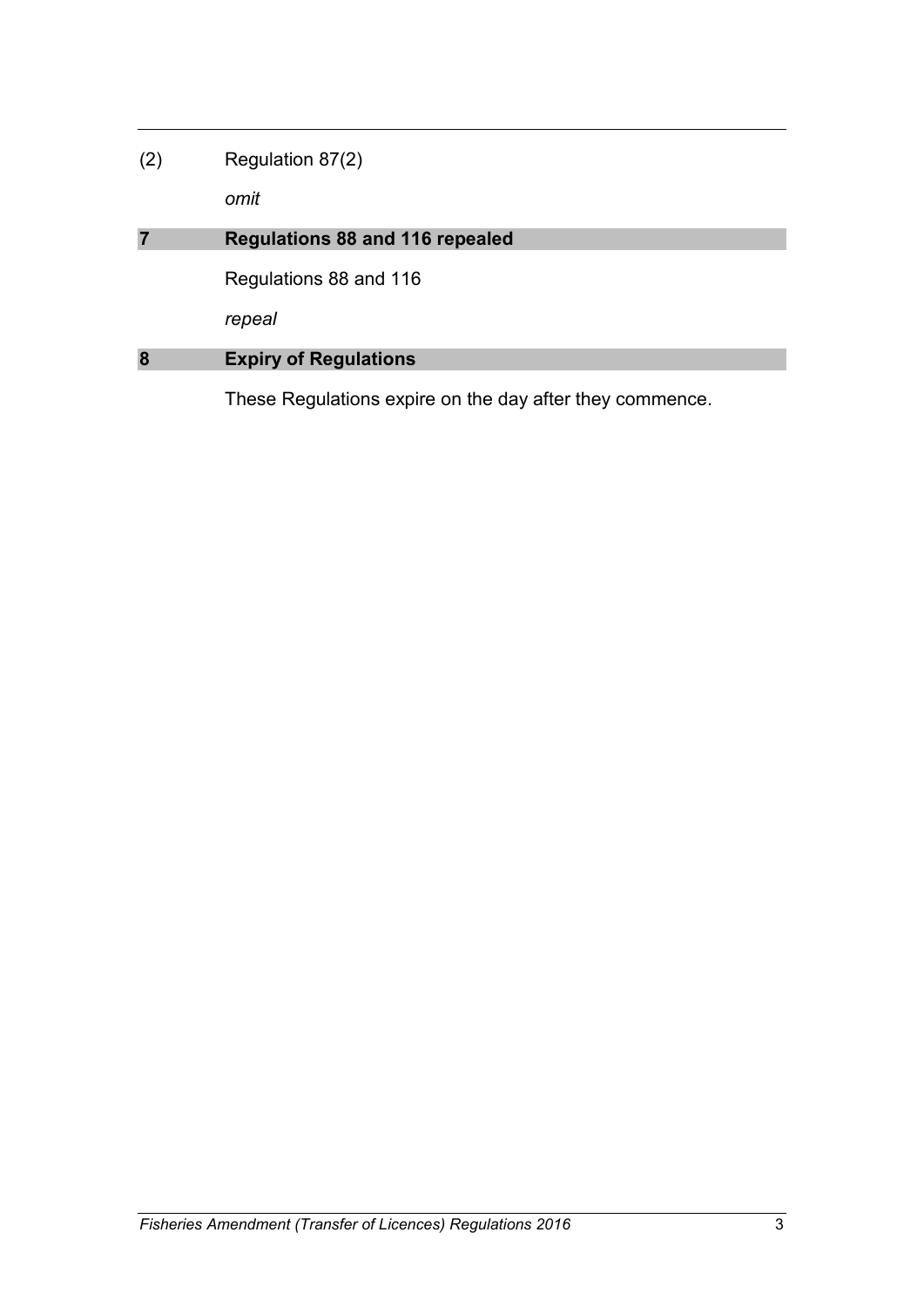(2) Regulation 87(2)

*omit*

## 7 Regulations 88 and 116 repealed

Regulations 88 and 116

*repeal*

## 8 Expiry of Regulations

These Regulations expire on the day after they commence.